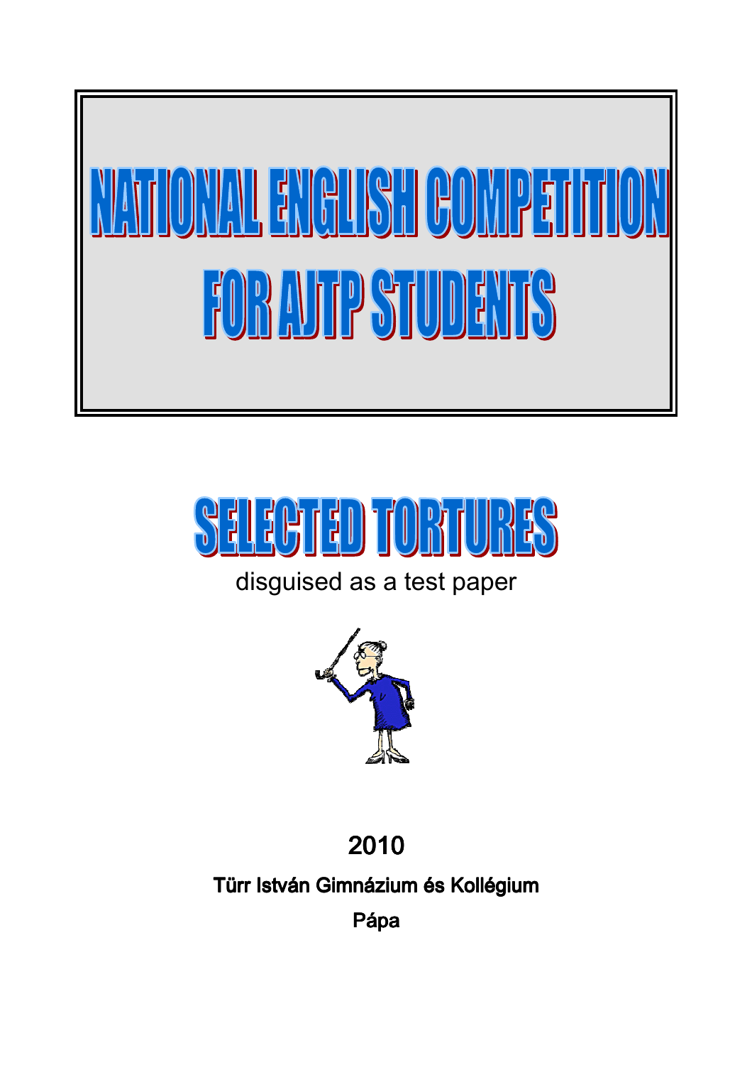# NATIONAL ENGLISH COMPETITION FOR AJTP STUDENTS

## SELECTED TORTURES

disguised as a test paper

2010

**Türr István Gimnázium és Kollégium**

**Pápa**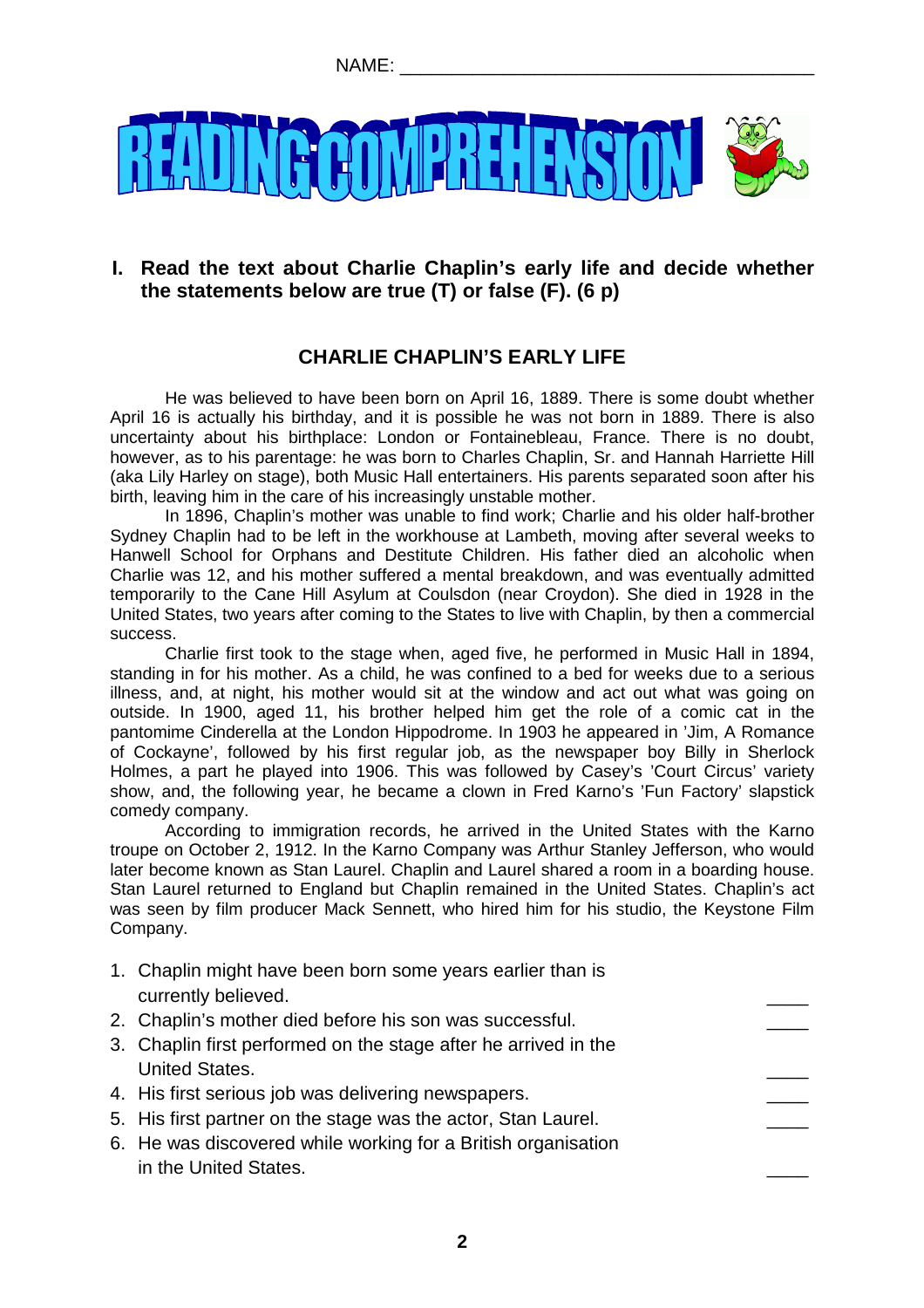NAME: ______________________________________

# READING COMPREHENSION

**I. Read the text about Charlie Chaplin's early life and decide whether the statements below are true (T) or false (F). (6 p)**

## CHARLIE CHAPLIN'S EARLY LIFE

He was believed to have been born on April 16, 1889. There is some doubt whether April 16 is actually his birthday, and it is possible he was not born in 1889. There is also uncertainty about his birthplace: London or Fontainebleau, France. There is no doubt, however, as to his parentage: he was born to Charles Chaplin, Sr. and Hannah Harriette Hill (aka Lily Harley on stage), both Music Hall entertainers. His parents separated soon after his birth, leaving him in the care of his increasingly unstable mother.

In 1896, Chaplin's mother was unable to find work; Charlie and his older half-brother Sydney Chaplin had to be left in the workhouse at Lambeth, moving after several weeks to Hanwell School for Orphans and Destitute Children. His father died an alcoholic when Charlie was 12, and his mother suffered a mental breakdown, and was eventually admitted temporarily to the Cane Hill Asylum at Coulsdon (near Croydon). She died in 1928 in the United States, two years after coming to the States to live with Chaplin, by then a commercial success.

Charlie first took to the stage when, aged five, he performed in Music Hall in 1894, standing in for his mother. As a child, he was confined to a bed for weeks due to a serious illness, and, at night, his mother would sit at the window and act out what was going on outside. In 1900, aged 11, his brother helped him get the role of a comic cat in the pantomime Cinderella at the London Hippodrome. In 1903 he appeared in 'Jim, A Romance of Cockayne', followed by his first regular job, as the newspaper boy Billy in Sherlock Holmes, a part he played into 1906. This was followed by Casey's 'Court Circus' variety show, and, the following year, he became a clown in Fred Karno's 'Fun Factory' slapstick comedy company.

According to immigration records, he arrived in the United States with the Karno troupe on October 2, 1912. In the Karno Company was Arthur Stanley Jefferson, who would later become known as Stan Laurel. Chaplin and Laurel shared a room in a boarding house. Stan Laurel returned to England but Chaplin remained in the United States. Chaplin's act was seen by film producer Mack Sennett, who hired him for his studio, the Keystone Film Company.

1. Chaplin might have been born some years earlier than is currently believed. ____
2. Chaplin's mother died before his son was successful. ____
3. Chaplin first performed on the stage after he arrived in the United States. ____
4. His first serious job was delivering newspapers. ____
5. His first partner on the stage was the actor, Stan Laurel. ____
6. He was discovered while working for a British organisation in the United States. ____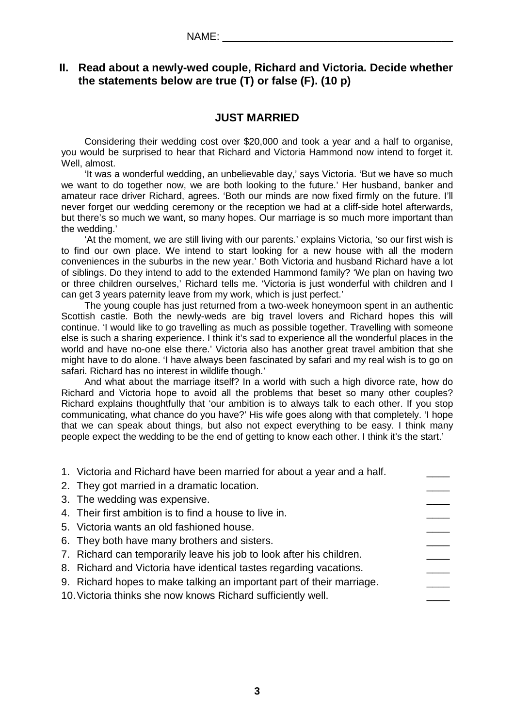NAME: ________________________________________

## II. Read about a newly-wed couple, Richard and Victoria. Decide whether the statements below are true (T) or false (F). (10 p)

### JUST MARRIED

Considering their wedding cost over $20,000 and took a year and a half to organise, you would be surprised to hear that Richard and Victoria Hammond now intend to forget it. Well, almost.

'It was a wonderful wedding, an unbelievable day,' says Victoria. 'But we have so much we want to do together now, we are both looking to the future.' Her husband, banker and amateur race driver Richard, agrees. 'Both our minds are now fixed firmly on the future. I'll never forget our wedding ceremony or the reception we had at a cliff-side hotel afterwards, but there's so much we want, so many hopes. Our marriage is so much more important than the wedding.'

'At the moment, we are still living with our parents.' explains Victoria, 'so our first wish is to find our own place. We intend to start looking for a new house with all the modern conveniences in the suburbs in the new year.' Both Victoria and husband Richard have a lot of siblings. Do they intend to add to the extended Hammond family? 'We plan on having two or three children ourselves,' Richard tells me. 'Victoria is just wonderful with children and I can get 3 years paternity leave from my work, which is just perfect.'

The young couple has just returned from a two-week honeymoon spent in an authentic Scottish castle. Both the newly-weds are big travel lovers and Richard hopes this will continue. 'I would like to go travelling as much as possible together. Travelling with someone else is such a sharing experience. I think it's sad to experience all the wonderful places in the world and have no-one else there.' Victoria also has another great travel ambition that she might have to do alone. 'I have always been fascinated by safari and my real wish is to go on safari. Richard has no interest in wildlife though.'

And what about the marriage itself? In a world with such a high divorce rate, how do Richard and Victoria hope to avoid all the problems that beset so many other couples? Richard explains thoughtfully that 'our ambition is to always talk to each other. If you stop communicating, what chance do you have?' His wife goes along with that completely. 'I hope that we can speak about things, but also not expect everything to be easy. I think many people expect the wedding to be the end of getting to know each other. I think it's the start.'

1. Victoria and Richard have been married for about a year and a half. ____
2. They got married in a dramatic location. ____
3. The wedding was expensive. ____
4. Their first ambition is to find a house to live in. ____
5. Victoria wants an old fashioned house. ____
6. They both have many brothers and sisters. ____
7. Richard can temporarily leave his job to look after his children. ____
8. Richard and Victoria have identical tastes regarding vacations. ____
9. Richard hopes to make talking an important part of their marriage. ____
10. Victoria thinks she now knows Richard sufficiently well. ____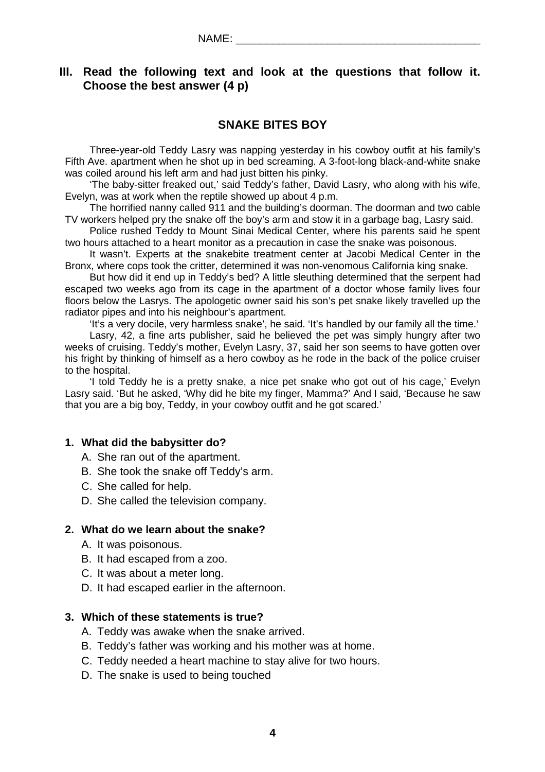NAME: ________________________________________

## III. Read the following text and look at the questions that follow it. Choose the best answer (4 p)

### SNAKE BITES BOY

Three-year-old Teddy Lasry was napping yesterday in his cowboy outfit at his family's Fifth Ave. apartment when he shot up in bed screaming. A 3-foot-long black-and-white snake was coiled around his left arm and had just bitten his pinky.

'The baby-sitter freaked out,' said Teddy's father, David Lasry, who along with his wife, Evelyn, was at work when the reptile showed up about 4 p.m.

The horrified nanny called 911 and the building's doorman. The doorman and two cable TV workers helped pry the snake off the boy's arm and stow it in a garbage bag, Lasry said.

Police rushed Teddy to Mount Sinai Medical Center, where his parents said he spent two hours attached to a heart monitor as a precaution in case the snake was poisonous.

It wasn't. Experts at the snakebite treatment center at Jacobi Medical Center in the Bronx, where cops took the critter, determined it was non-venomous California king snake.

But how did it end up in Teddy's bed? A little sleuthing determined that the serpent had escaped two weeks ago from its cage in the apartment of a doctor whose family lives four floors below the Lasrys. The apologetic owner said his son's pet snake likely travelled up the radiator pipes and into his neighbour's apartment.

'It's a very docile, very harmless snake', he said. 'It's handled by our family all the time.'

Lasry, 42, a fine arts publisher, said he believed the pet was simply hungry after two weeks of cruising. Teddy's mother, Evelyn Lasry, 37, said her son seems to have gotten over his fright by thinking of himself as a hero cowboy as he rode in the back of the police cruiser to the hospital.

'I told Teddy he is a pretty snake, a nice pet snake who got out of his cage,' Evelyn Lasry said. 'But he asked, 'Why did he bite my finger, Mamma?' And I said, 'Because he saw that you are a big boy, Teddy, in your cowboy outfit and he got scared.'

**1. What did the babysitter do?**

A. She ran out of the apartment.
B. She took the snake off Teddy's arm.
C. She called for help.
D. She called the television company.

**2. What do we learn about the snake?**

A. It was poisonous.
B. It had escaped from a zoo.
C. It was about a meter long.
D. It had escaped earlier in the afternoon.

**3. Which of these statements is true?**

A. Teddy was awake when the snake arrived.
B. Teddy's father was working and his mother was at home.
C. Teddy needed a heart machine to stay alive for two hours.
D. The snake is used to being touched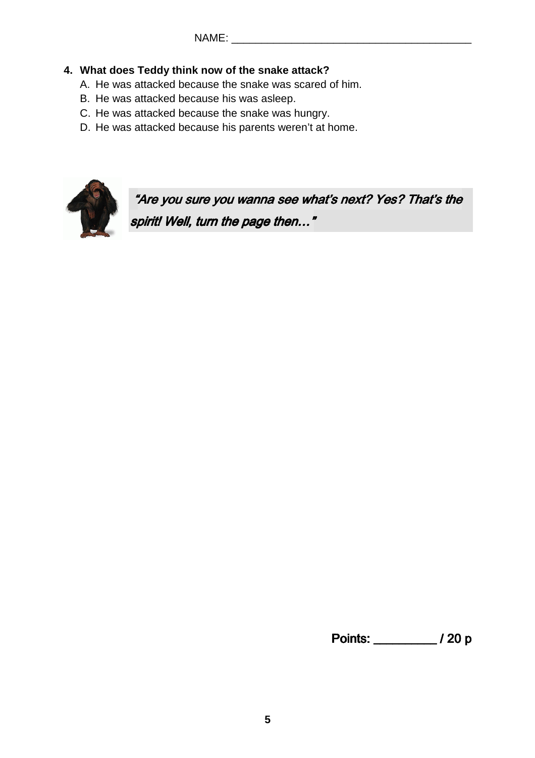NAME: ________________________________________

**4. What does Teddy think now of the snake attack?**

A. He was attacked because the snake was scared of him.
B. He was attacked because his was asleep.
C. He was attacked because the snake was hungry.
D. He was attacked because his parents weren't at home.

*"Are you sure you wanna see what's next? Yes? That's the spirit! Well, turn the page then…"*

**Points: __________ / 20 p**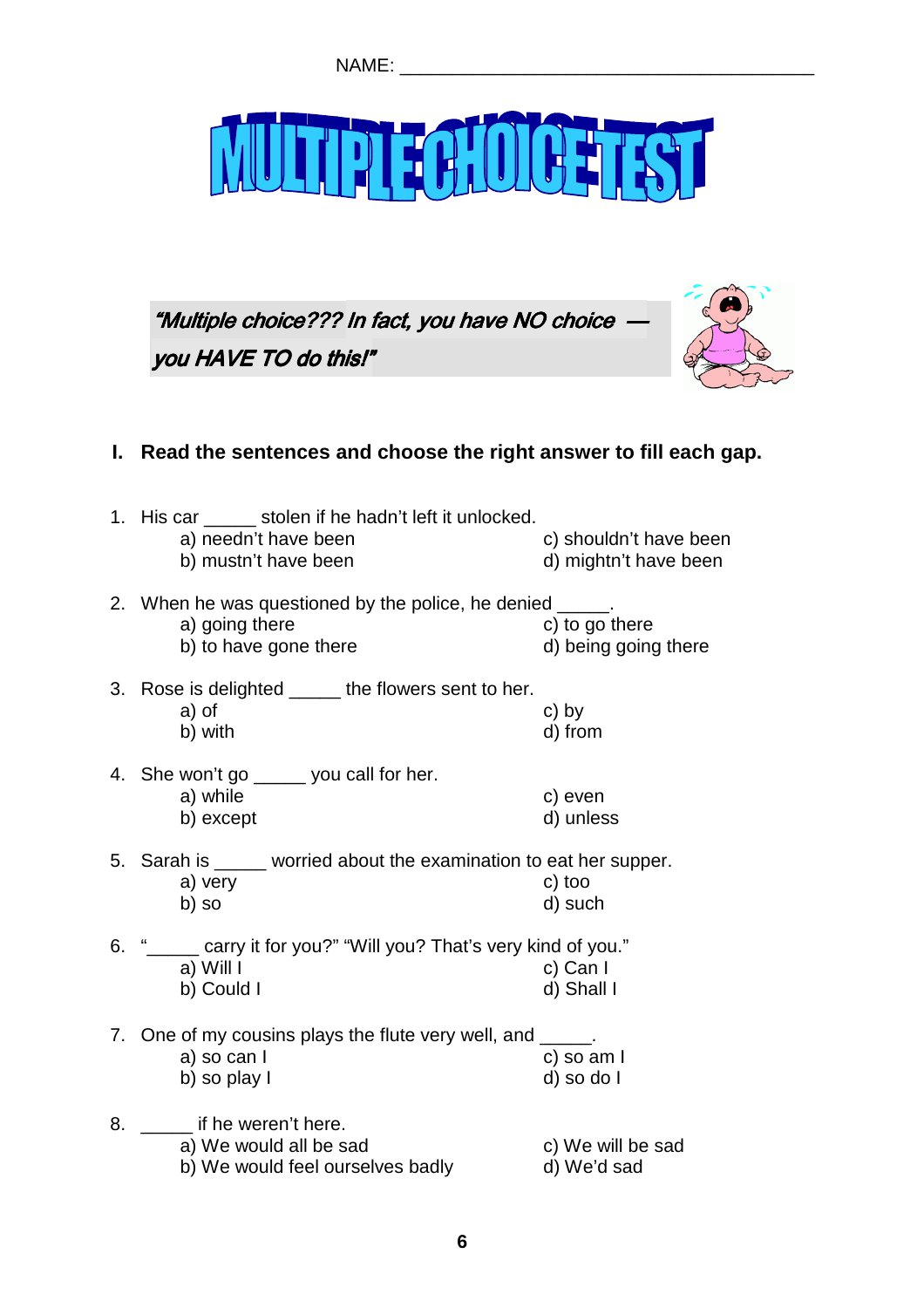NAME: ________________________________________

# MULTIPLE CHOICE TEST

***"Multiple choice??? In fact, you have NO choice — you HAVE TO do this!"***

## I. Read the sentences and choose the right answer to fill each gap.

1. His car _____ stolen if he hadn't left it unlocked.
   - a) needn't have been
   - b) mustn't have been
   - c) shouldn't have been
   - d) mightn't have been

2. When he was questioned by the police, he denied _____.
   - a) going there
   - b) to have gone there
   - c) to go there
   - d) being going there

3. Rose is delighted _____ the flowers sent to her.
   - a) of
   - b) with
   - c) by
   - d) from

4. She won't go _____ you call for her.
   - a) while
   - b) except
   - c) even
   - d) unless

5. Sarah is _____ worried about the examination to eat her supper.
   - a) very
   - b) so
   - c) too
   - d) such

6. "_____ carry it for you?" "Will you? That's very kind of you."
   - a) Will I
   - b) Could I
   - c) Can I
   - d) Shall I

7. One of my cousins plays the flute very well, and _____.
   - a) so can I
   - b) so play I
   - c) so am I
   - d) so do I

8. _____ if he weren't here.
   - a) We would all be sad
   - b) We would feel ourselves badly
   - c) We will be sad
   - d) We'd sad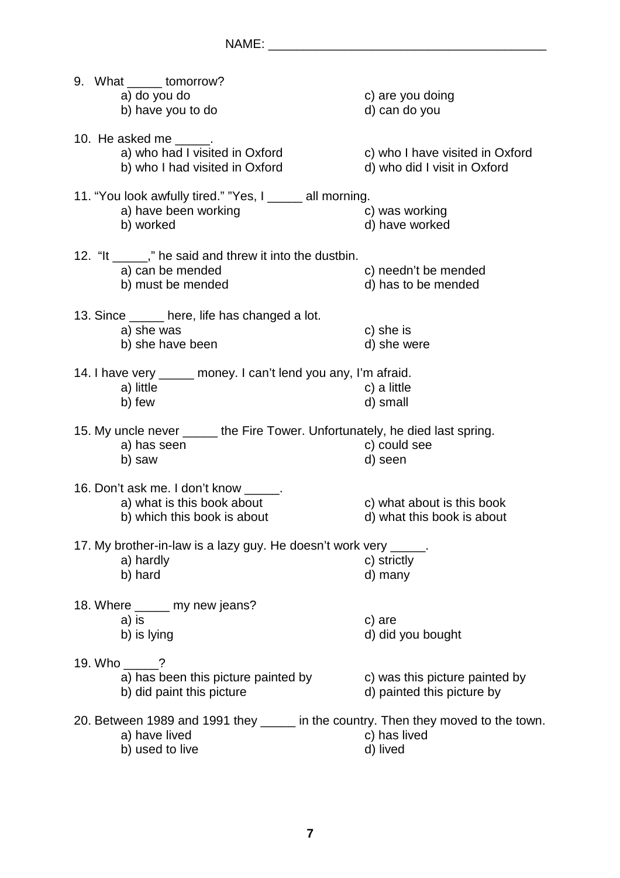NAME: ________________________________________

9. What _____ tomorrow?
   - a) do you do
   - b) have you to do
   - c) are you doing
   - d) can do you

10. He asked me _____.
   - a) who had I visited in Oxford
   - b) who I had visited in Oxford
   - c) who I have visited in Oxford
   - d) who did I visit in Oxford

11. "You look awfully tired." "Yes, I _____ all morning.
   - a) have been working
   - b) worked
   - c) was working
   - d) have worked

12. "It _____," he said and threw it into the dustbin.
   - a) can be mended
   - b) must be mended
   - c) needn't be mended
   - d) has to be mended

13. Since _____ here, life has changed a lot.
   - a) she was
   - b) she have been
   - c) she is
   - d) she were

14. I have very _____ money. I can't lend you any, I'm afraid.
   - a) little
   - b) few
   - c) a little
   - d) small

15. My uncle never _____ the Fire Tower. Unfortunately, he died last spring.
   - a) has seen
   - b) saw
   - c) could see
   - d) seen

16. Don't ask me. I don't know _____.
   - a) what is this book about
   - b) which this book is about
   - c) what about is this book
   - d) what this book is about

17. My brother-in-law is a lazy guy. He doesn't work very _____.
   - a) hardly
   - b) hard
   - c) strictly
   - d) many

18. Where _____ my new jeans?
   - a) is
   - b) is lying
   - c) are
   - d) did you bought

19. Who _____?
   - a) has been this picture painted by
   - b) did paint this picture
   - c) was this picture painted by
   - d) painted this picture by

20. Between 1989 and 1991 they _____ in the country. Then they moved to the town.
   - a) have lived
   - b) used to live
   - c) has lived
   - d) lived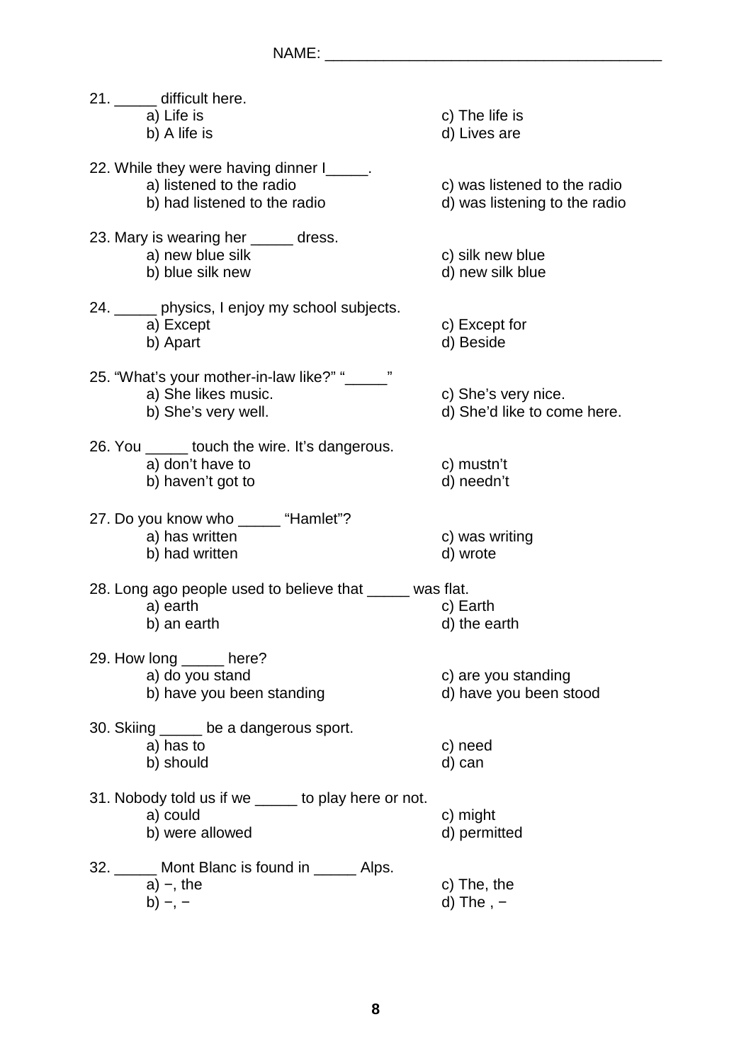NAME: ________________________________________

21. _____ difficult here.
    a) Life is
    b) A life is
    c) The life is
    d) Lives are

22. While they were having dinner I_____.
    a) listened to the radio
    b) had listened to the radio
    c) was listened to the radio
    d) was listening to the radio

23. Mary is wearing her _____ dress.
    a) new blue silk
    b) blue silk new
    c) silk new blue
    d) new silk blue

24. _____ physics, I enjoy my school subjects.
    a) Except
    b) Apart
    c) Except for
    d) Beside

25. “What’s your mother-in-law like?” “_____”
    a) She likes music.
    b) She’s very well.
    c) She’s very nice.
    d) She’d like to come here.

26. You _____ touch the wire. It’s dangerous.
    a) don’t have to
    b) haven’t got to
    c) mustn’t
    d) needn’t

27. Do you know who _____ “Hamlet”?
    a) has written
    b) had written
    c) was writing
    d) wrote

28. Long ago people used to believe that _____ was flat.
    a) earth
    b) an earth
    c) Earth
    d) the earth

29. How long _____ here?
    a) do you stand
    b) have you been standing
    c) are you standing
    d) have you been stood

30. Skiing _____ be a dangerous sport.
    a) has to
    b) should
    c) need
    d) can

31. Nobody told us if we _____ to play here or not.
    a) could
    b) were allowed
    c) might
    d) permitted

32. _____ Mont Blanc is found in _____ Alps.
    a) −, the
    b) −, −
    c) The, the
    d) The , −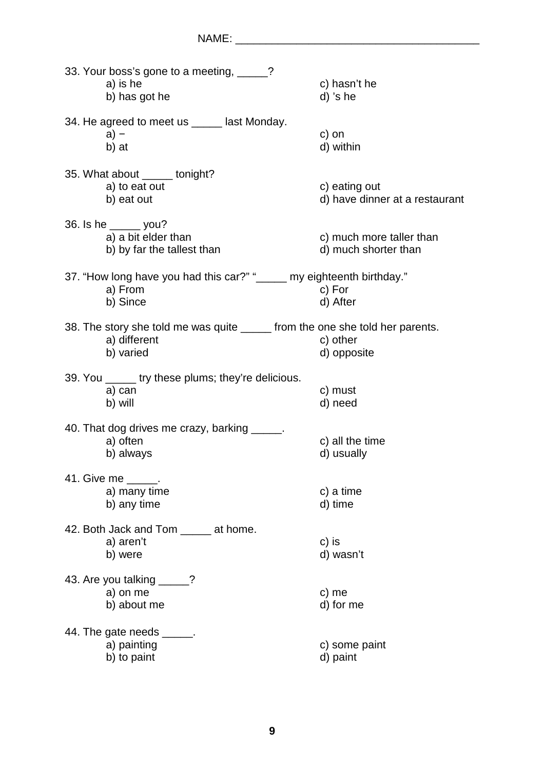NAME: ________________________________________

33. Your boss's gone to a meeting, _____?
    a) is he
    b) has got he
    c) hasn't he
    d) 's he

34. He agreed to meet us _____ last Monday.
    a) –
    b) at
    c) on
    d) within

35. What about _____ tonight?
    a) to eat out
    b) eat out
    c) eating out
    d) have dinner at a restaurant

36. Is he _____ you?
    a) a bit elder than
    b) by far the tallest than
    c) much more taller than
    d) much shorter than

37. "How long have you had this car?" "_____ my eighteenth birthday."
    a) From
    b) Since
    c) For
    d) After

38. The story she told me was quite _____ from the one she told her parents.
    a) different
    b) varied
    c) other
    d) opposite

39. You _____ try these plums; they're delicious.
    a) can
    b) will
    c) must
    d) need

40. That dog drives me crazy, barking _____.
    a) often
    b) always
    c) all the time
    d) usually

41. Give me _____.
    a) many time
    b) any time
    c) a time
    d) time

42. Both Jack and Tom _____ at home.
    a) aren't
    b) were
    c) is
    d) wasn't

43. Are you talking _____?
    a) on me
    b) about me
    c) me
    d) for me

44. The gate needs _____.
    a) painting
    b) to paint
    c) some paint
    d) paint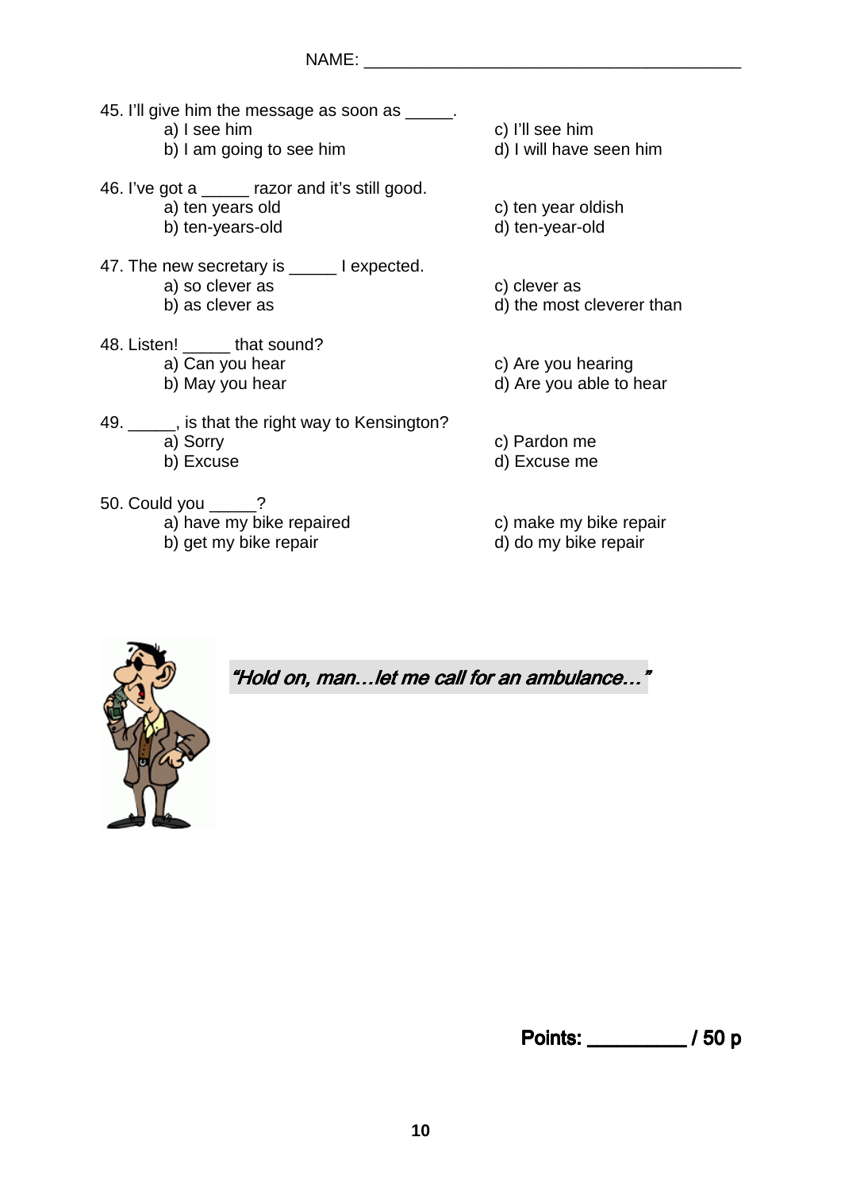NAME: ________________________________________

45. I'll give him the message as soon as _____.

   a) I see him
   b) I am going to see him
   c) I'll see him
   d) I will have seen him

46. I've got a _____ razor and it's still good.

   a) ten years old
   b) ten-years-old
   c) ten year oldish
   d) ten-year-old

47. The new secretary is _____ I expected.

   a) so clever as
   b) as clever as
   c) clever as
   d) the most cleverer than

48. Listen! _____ that sound?

   a) Can you hear
   b) May you hear
   c) Are you hearing
   d) Are you able to hear

49. _____, is that the right way to Kensington?

   a) Sorry
   b) Excuse
   c) Pardon me
   d) Excuse me

50. Could you _____?

   a) have my bike repaired
   b) get my bike repair
   c) make my bike repair
   d) do my bike repair

*"Hold on, man…let me call for an ambulance…"*

**Points: _________ / 50 p**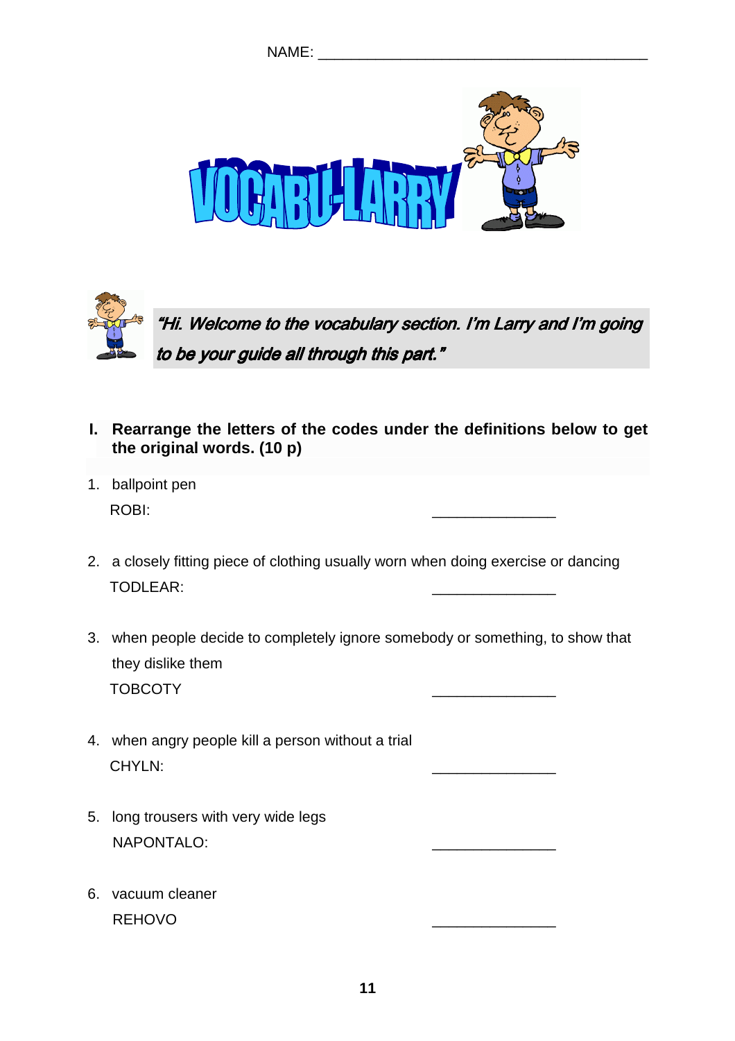NAME: ________________________________________

VOCABU-LARRY

*"Hi. Welcome to the vocabulary section. I'm Larry and I'm going to be your guide all through this part."*

**I. Rearrange the letters of the codes under the definitions below to get the original words. (10 p)**

1. ballpoint pen
   ROBI: _______________

2. a closely fitting piece of clothing usually worn when doing exercise or dancing
   TODLEAR: _______________

3. when people decide to completely ignore somebody or something, to show that they dislike them
   TOBCOTY _______________

4. when angry people kill a person without a trial
   CHYLN: _______________

5. long trousers with very wide legs
   NAPONTALO: _______________

6. vacuum cleaner
   REHOVO _______________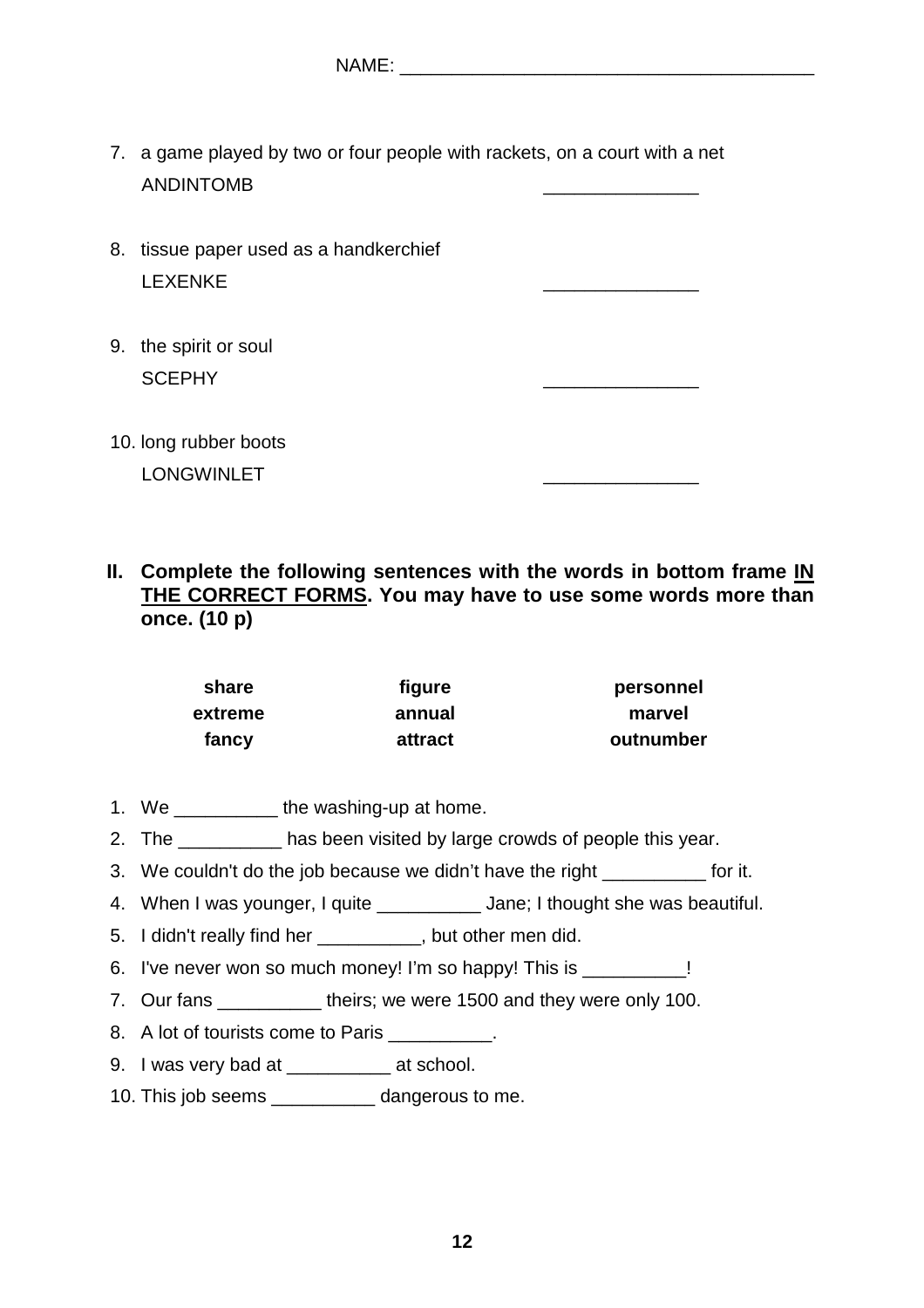NAME: ________________________________________

7. a game played by two or four people with rackets, on a court with a net
   ANDINTOMB _______________

8. tissue paper used as a handkerchief
   LEXENKE _______________

9. the spirit or soul
   SCEPHY _______________

10. long rubber boots
    LONGWINLET _______________

**II. Complete the following sentences with the words in bottom frame <u>IN THE CORRECT FORMS</u>. You may have to use some words more than once. (10 p)**

| share | figure | personnel |
|---|---|---|
| extreme | annual | marvel |
| fancy | attract | outnumber |

1. We __________ the washing-up at home.
2. The __________ has been visited by large crowds of people this year.
3. We couldn't do the job because we didn't have the right __________ for it.
4. When I was younger, I quite __________ Jane; I thought she was beautiful.
5. I didn't really find her __________, but other men did.
6. I've never won so much money! I'm so happy! This is __________!
7. Our fans __________ theirs; we were 1500 and they were only 100.
8. A lot of tourists come to Paris __________.
9. I was very bad at __________ at school.
10. This job seems __________ dangerous to me.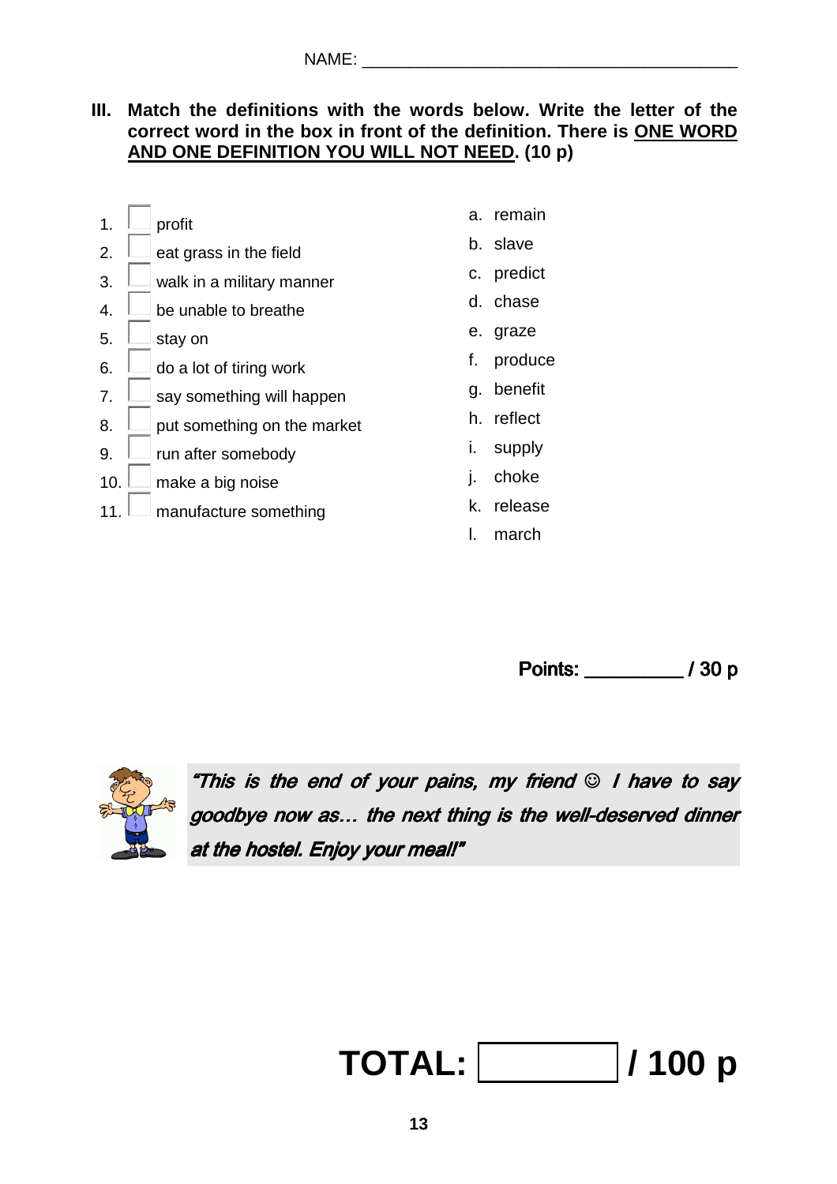NAME: ________________________________________

**III. Match the definitions with the words below. Write the letter of the correct word in the box in front of the definition. There is <u>ONE WORD AND ONE DEFINITION YOU WILL NOT NEED</u>. (10 p)**

1. ☐ profit
2. ☐ eat grass in the field
3. ☐ walk in a military manner
4. ☐ be unable to breathe
5. ☐ stay on
6. ☐ do a lot of tiring work
7. ☐ say something will happen
8. ☐ put something on the market
9. ☐ run after somebody
10. ☐ make a big noise
11. ☐ manufacture something

a. remain
b. slave
c. predict
d. chase
e. graze
f. produce
g. benefit
h. reflect
i. supply
j. choke
k. release
l. march

**Points: __________ / 30 p**

***"This is the end of your pains, my friend ☺ I have to say goodbye now as… the next thing is the well-deserved dinner at the hostel. Enjoy your meal!"***

**TOTAL: ☐ / 100 p**